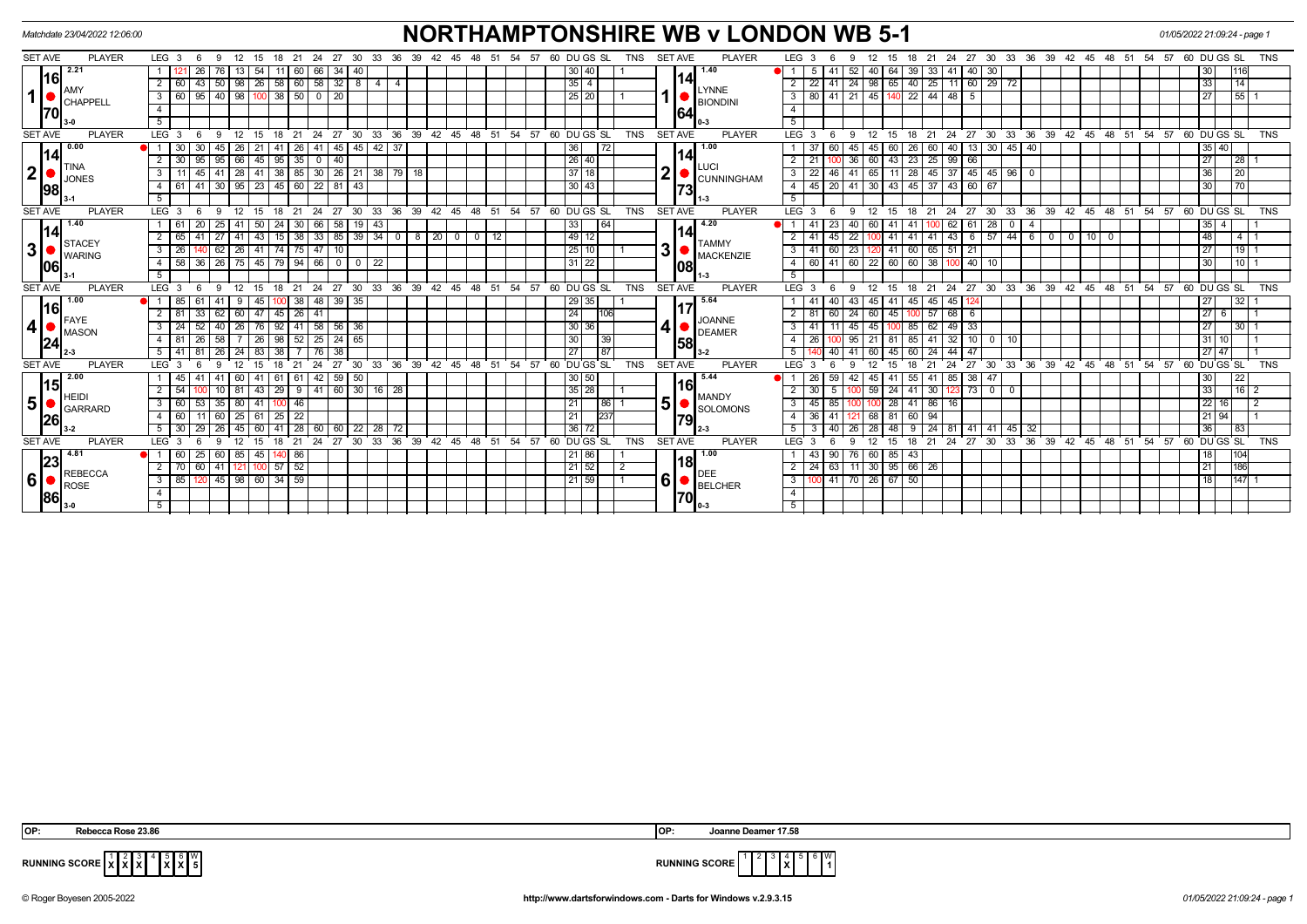Matchdate 23/04/2022 12:06:00

# NORTHAMPTONSHIRE WB v LONDON WB 5-1

01/05/2022 21:09:24

| SET | AVE | PLAYER | LEG | Scores | DU | GS | SL | TNS | SET | AVE | PLAYER | LEG | Scores | DU | GS | SL | TNS |
|---|---|---|---|---|---|---|---|---|---|---|---|---|---|---|---|---|---|
| 1 | 16.70 (2.21) | AMY CHAPPELL 3-0 | 1 | 121 26 76 13 54 11 60 66 34 40 | 30 | 40 | | 1 | 1 | 14.64 (1.40) | LYNNE BIONDINI 0-3 | 1 | 5 41 52 40 64 39 33 41 40 30 | 30 | | 116 | |
| | | | 2 | 60 43 50 98 26 58 60 58 32 8 4 4 | 35 | 4 | | | | | | 2 | 22 41 24 98 65 40 25 11 60 29 72 | 33 | | 14 | |
| | | | 3 | 60 95 40 98 100 38 50 0 20 | 25 | 20 | | 1 | | | | 3 | 80 41 21 45 140 22 44 48 5 | 27 | | 55 | 1 |
| 2 | 14.98 (0.00) | TINA JONES 3-1 | 1 | 30 30 45 26 21 41 26 41 45 45 42 37 | 36 | | 72 | | 2 | 14.73 (1.00) | LUCI CUNNINGHAM 1-3 | 1 | 37 60 45 45 60 26 60 40 13 30 45 40 | 35 | 40 | | |
| | | | 2 | 30 95 95 66 45 95 35 0 40 | 26 | 40 | | | | | | 2 | 21 100 36 60 43 23 25 99 66 | 27 | | 28 | 1 |
| | | | 3 | 11 45 41 28 41 38 85 30 26 21 38 79 18 | 37 | 18 | | | | | | 3 | 22 46 41 65 11 28 45 37 45 45 96 0 | 36 | | 20 | |
| | | | 4 | 61 41 30 95 23 45 60 22 81 43 | 30 | 43 | | | | | | 4 | 45 20 41 30 43 45 37 43 60 67 | 30 | | 70 | |
| 3 | 14.06 (1.40) | STACEY WARING 3-1 | 1 | 61 20 25 41 50 24 30 66 58 19 43 | 33 | | 64 | | 3 | 14.08 (4.20) | TAMMY MACKENZIE 1-3 | 1 | 41 23 40 60 41 41 100 62 61 28 0 4 | 35 | 4 | | 1 |
| | | | 2 | 65 41 27 41 43 15 38 33 85 39 34 0 8 20 0 0 12 | 49 | 12 | | | | | | 2 | 41 45 22 100 41 41 41 43 6 57 44 6 0 0 10 0 | 48 | | 4 | 1 |
| | | | 3 | 26 140 62 26 41 74 75 47 10 | 25 | 10 | | 1 | | | | 3 | 41 60 23 120 41 60 65 51 21 | 27 | | 19 | 1 |
| | | | 4 | 58 36 26 75 45 79 94 66 0 0 22 | 31 | 22 | | | | | | 4 | 60 41 60 22 60 60 38 100 40 10 | 30 | | 10 | 1 |
| 4 | 16.24 (1.00) | FAYE MASON 2-3 | 1 | 85 61 41 9 45 100 38 48 39 35 | 29 | 35 | | 1 | 4 | 17.58 (5.64) | JOANNE DEAMER 3-2 | 1 | 41 40 43 45 41 45 45 45 124 | 27 | | 32 | 1 |
| | | | 2 | 81 33 62 60 47 45 26 41 | 24 | | 106 | | | | | 2 | 81 60 24 60 45 100 57 68 6 | 27 | 6 | | 1 |
| | | | 3 | 24 52 40 26 76 92 41 58 56 36 | 30 | 36 | | | | | | 3 | 41 11 45 45 100 85 62 49 33 | 27 | | 30 | 1 |
| | | | 4 | 81 26 58 7 26 98 52 25 24 65 | 30 | | 39 | | | | | 4 | 26 100 95 21 81 85 41 32 10 0 10 | 31 | 10 | | 1 |
| | | | 5 | 41 81 26 24 83 38 7 76 38 | 27 | | 87 | | | | | 5 | 140 40 41 60 45 60 24 44 47 | 27 | 47 | | 1 |
| 5 | 15.26 (2.00) | HEIDI GARRARD 3-2 | 1 | 45 41 41 60 41 61 61 42 59 50 | 30 | 50 | | | 5 | 16.79 (5.44) | MANDY SOLOMONS 2-3 | 1 | 26 59 42 45 41 55 41 85 38 47 | 30 | | 22 | |
| | | | 2 | 54 100 10 81 43 29 9 41 60 30 16 28 | 35 | 28 | | 1 | | | | 2 | 30 5 100 59 24 41 30 123 73 0 0 | 33 | | 16 | 2 |
| | | | 3 | 60 53 35 80 41 100 46 | 21 | | 86 | 1 | | | | 3 | 45 85 100 100 28 41 86 16 | 22 | 16 | | 2 |
| | | | 4 | 60 11 60 25 61 25 22 | 21 | | 237 | | | | | 4 | 36 41 121 68 81 60 94 | 21 | 94 | | 1 |
| | | | 5 | 30 29 26 45 60 41 28 60 60 22 28 72 | 36 | 72 | | | | | | 5 | 3 40 26 28 48 9 24 81 41 41 45 32 | 36 | | 83 | |
| 6 | 23.86 (4.81) | REBECCA ROSE 3-0 | 1 | 60 25 60 85 45 140 86 | 21 | 86 | | 1 | 6 | 18.70 (1.00) | DEE BELCHER 0-3 | 1 | 43 90 76 60 85 43 | 18 | | 104 | |
| | | | 2 | 70 60 41 121 100 57 52 | 21 | 52 | | 2 | | | | 2 | 24 63 11 30 95 66 26 | 21 | | 186 | |
| | | | 3 | 85 120 45 98 60 34 59 | 21 | 59 | | 1 | | | | 3 | 100 41 70 26 67 50 | 18 | | 147 | 1 |

OP: Rebecca Rose 23.86

OP: Joanne Deamer 17.58

RUNNING SCORE (Northamptonshire): 1 X, 2 X, 3 X, 4 -, 5 X, 6 X — W 5

RUNNING SCORE (London): 4 X — W 1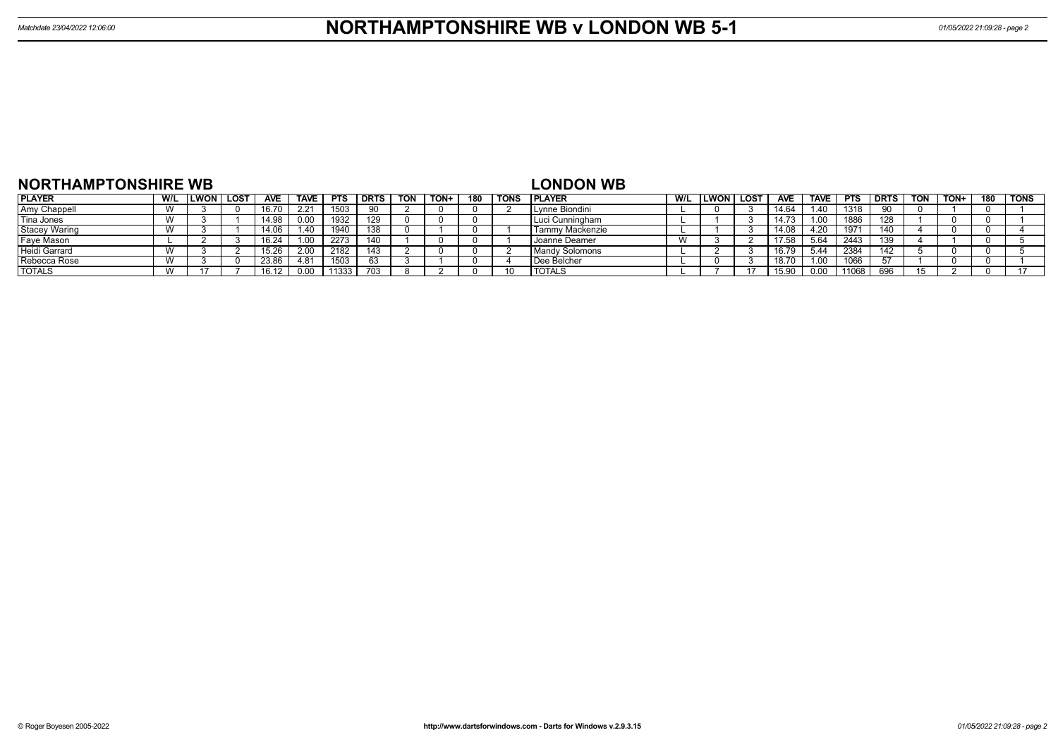# NORTHAMPTONSHIRE WB v LONDON WB 5-1

Matchdate 23/04/2022 12:06:00

## NORTHAMPTONSHIRE WB

| PLAYER | W/L | LWON | LOST | AVE | TAVE | PTS | DRTS | TON | TON+ | 180 | TONS |
|---|---|---|---|---|---|---|---|---|---|---|---|
| Amy Chappell | W | 3 | 0 | 16.70 | 2.21 | 1503 | 90 | 2 | 0 | 0 | 2 |
| Tina Jones | W | 3 | 1 | 14.98 | 0.00 | 1932 | 129 | 0 | 0 | 0 | |
| Stacey Waring | W | 3 | 1 | 14.06 | 1.40 | 1940 | 138 | 0 | 1 | 0 | 1 |
| Faye Mason | L | 2 | 3 | 16.24 | 1.00 | 2273 | 140 | 1 | 0 | 0 | 1 |
| Heidi Garrard | W | 3 | 2 | 15.26 | 2.00 | 2182 | 143 | 2 | 0 | 0 | 2 |
| Rebecca Rose | W | 3 | 0 | 23.86 | 4.81 | 1503 | 63 | 3 | 1 | 0 | 4 |
| TOTALS | W | 17 | 7 | 16.12 | 0.00 | 11333 | 703 | 8 | 2 | 0 | 10 |

## LONDON WB

| PLAYER | W/L | LWON | LOST | AVE | TAVE | PTS | DRTS | TON | TON+ | 180 | TONS |
|---|---|---|---|---|---|---|---|---|---|---|---|
| Lynne Biondini | L | 0 | 3 | 14.64 | 1.40 | 1318 | 90 | 0 | 1 | 0 | 1 |
| Luci Cunningham | L | 1 | 3 | 14.73 | 1.00 | 1886 | 128 | 1 | 0 | 0 | 1 |
| Tammy Mackenzie | L | 1 | 3 | 14.08 | 4.20 | 1971 | 140 | 4 | 0 | 0 | 4 |
| Joanne Deamer | W | 3 | 2 | 17.58 | 5.64 | 2443 | 139 | 4 | 1 | 0 | 5 |
| Mandy Solomons | L | 2 | 3 | 16.79 | 5.44 | 2384 | 142 | 5 | 0 | 0 | 5 |
| Dee Belcher | L | 0 | 3 | 18.70 | 1.00 | 1066 | 57 | 1 | 0 | 0 | 1 |
| TOTALS | L | 7 | 17 | 15.90 | 0.00 | 11068 | 696 | 15 | 2 | 0 | 17 |

© Roger Boyesen 2005-2022 http://www.dartsforwindows.com - Darts for Windows v.2.9.3.15